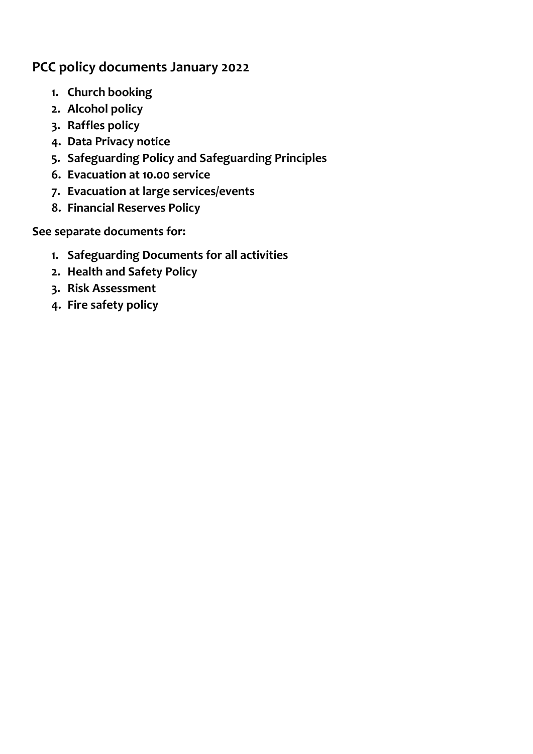## PCC policy documents January 2022

1. **Church booking**
2. **Alcohol policy**
3. **Raffles policy**
4. **Data Privacy notice**
5. **Safeguarding Policy and Safeguarding Principles**
6. **Evacuation at 10.00 service**
7. **Evacuation at large services/events**
8. **Financial Reserves Policy**

**See separate documents for:**

1. **Safeguarding Documents for all activities**
2. **Health and Safety Policy**
3. **Risk Assessment**
4. **Fire safety policy**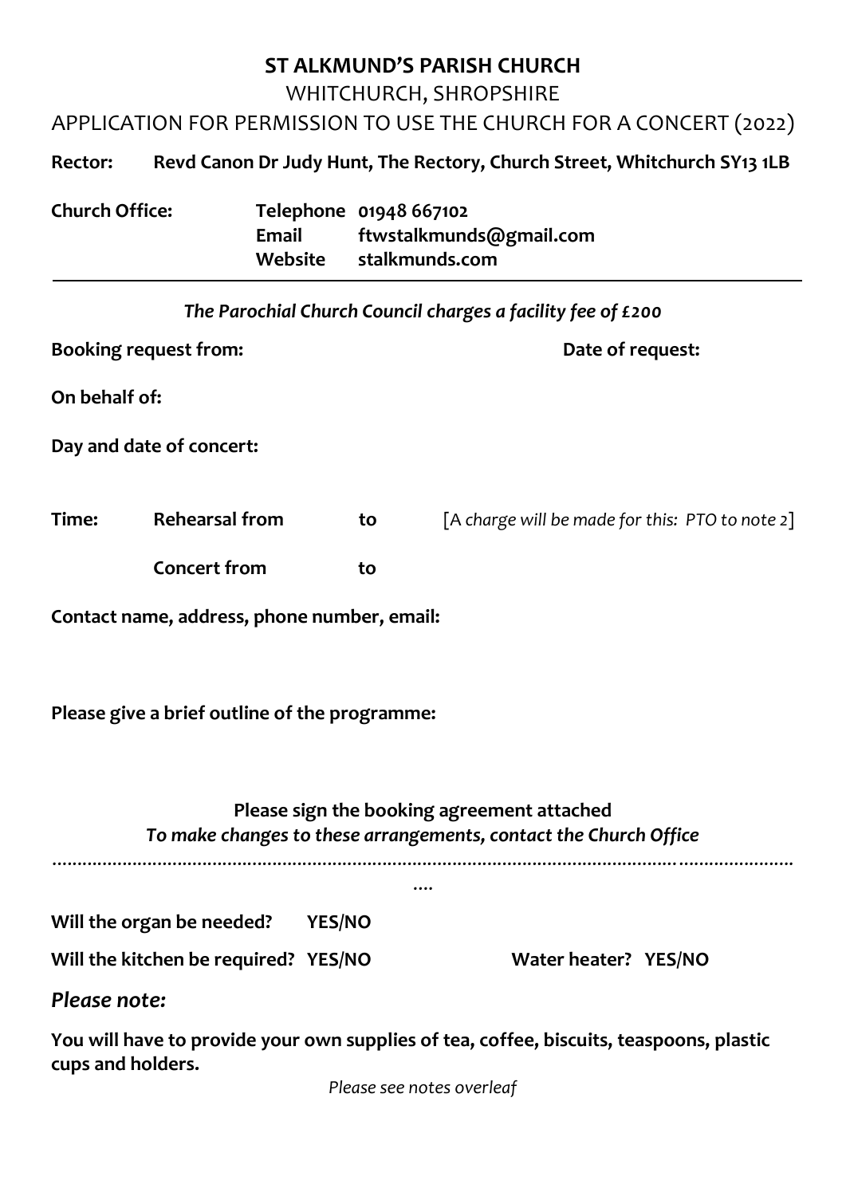# ST ALKMUND'S PARISH CHURCH

WHITCHURCH, SHROPSHIRE

APPLICATION FOR PERMISSION TO USE THE CHURCH FOR A CONCERT (2022)

**Rector:** **Revd Canon Dr Judy Hunt, The Rectory, Church Street, Whitchurch SY13 1LB**

**Church Office:** **Telephone** **01948 667102**
**Email** **ftwstalkmunds@gmail.com**
**Website** **stalkmunds.com**

---

***The Parochial Church Council charges a facility fee of £200***

**Booking request from:** **Date of request:**

**On behalf of:**

**Day and date of concert:**

**Time:** **Rehearsal from** **to** [*A charge will be made for this: PTO to note 2*]

**Concert from** **to**

**Contact name, address, phone number, email:**

**Please give a brief outline of the programme:**

**Please sign the booking agreement attached**

***To make changes to these arrangements, contact the Church Office***

................................................................................................................................................

**Will the organ be needed?** **YES/NO**

**Will the kitchen be required?** **YES/NO** **Water heater?** **YES/NO**

***Please note:***

**You will have to provide your own supplies of tea, coffee, biscuits, teaspoons, plastic cups and holders.**

*Please see notes overleaf*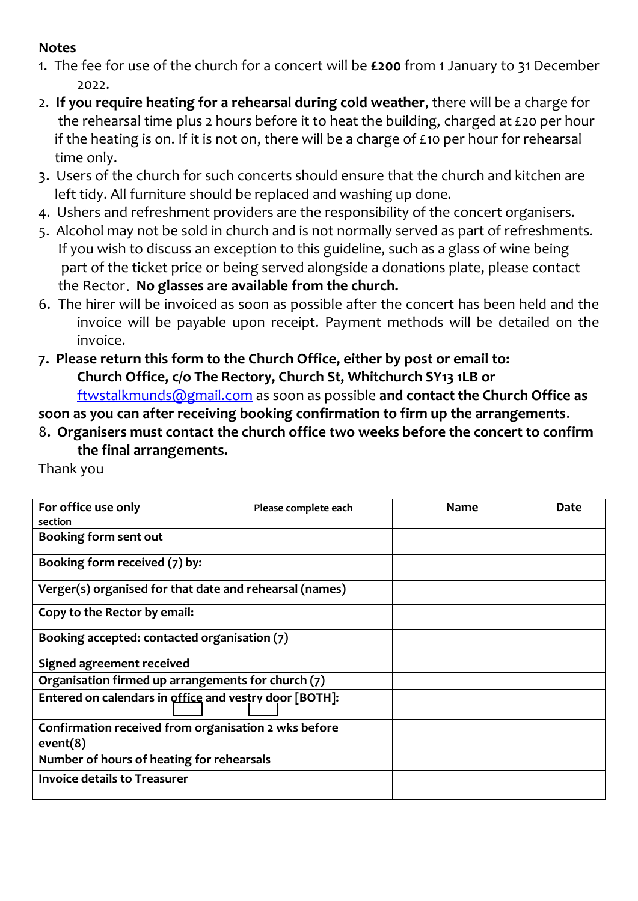**Notes**

1. The fee for use of the church for a concert will be **£200** from 1 January to 31 December 2022.
2. **If you require heating for a rehearsal during cold weather**, there will be a charge for the rehearsal time plus 2 hours before it to heat the building, charged at £20 per hour if the heating is on. If it is not on, there will be a charge of £10 per hour for rehearsal time only.
3. Users of the church for such concerts should ensure that the church and kitchen are left tidy. All furniture should be replaced and washing up done.
4. Ushers and refreshment providers are the responsibility of the concert organisers.
5. Alcohol may not be sold in church and is not normally served as part of refreshments. If you wish to discuss an exception to this guideline, such as a glass of wine being part of the ticket price or being served alongside a donations plate, please contact the Rector. **No glasses are available from the church.**
6. The hirer will be invoiced as soon as possible after the concert has been held and the invoice will be payable upon receipt. Payment methods will be detailed on the invoice.
7. **Please return this form to the Church Office, either by post or email to: Church Office, c/o The Rectory, Church St, Whitchurch SY13 1LB or** ftwstalkmunds@gmail.com as soon as possible **and contact the Church Office as soon as you can after receiving booking confirmation to firm up the arrangements**.
8. **Organisers must contact the church office two weeks before the concert to confirm the final arrangements.**

Thank you

| **For office use only** Please complete each section | **Name** | **Date** |
|---|---|---|
| **Booking form sent out** | | |
| **Booking form received (7) by:** | | |
| **Verger(s) organised for that date and rehearsal (names)** | | |
| **Copy to the Rector by email:** | | |
| **Booking accepted: contacted organisation (7)** | | |
| **Signed agreement received** | | |
| **Organisation firmed up arrangements for church (7)** | | |
| **Entered on calendars in office and vestry door [BOTH]:** ☐ ☐ | | |
| **Confirmation received from organisation 2 wks before event(8)** | | |
| **Number of hours of heating for rehearsals** | | |
| **Invoice details to Treasurer** | | |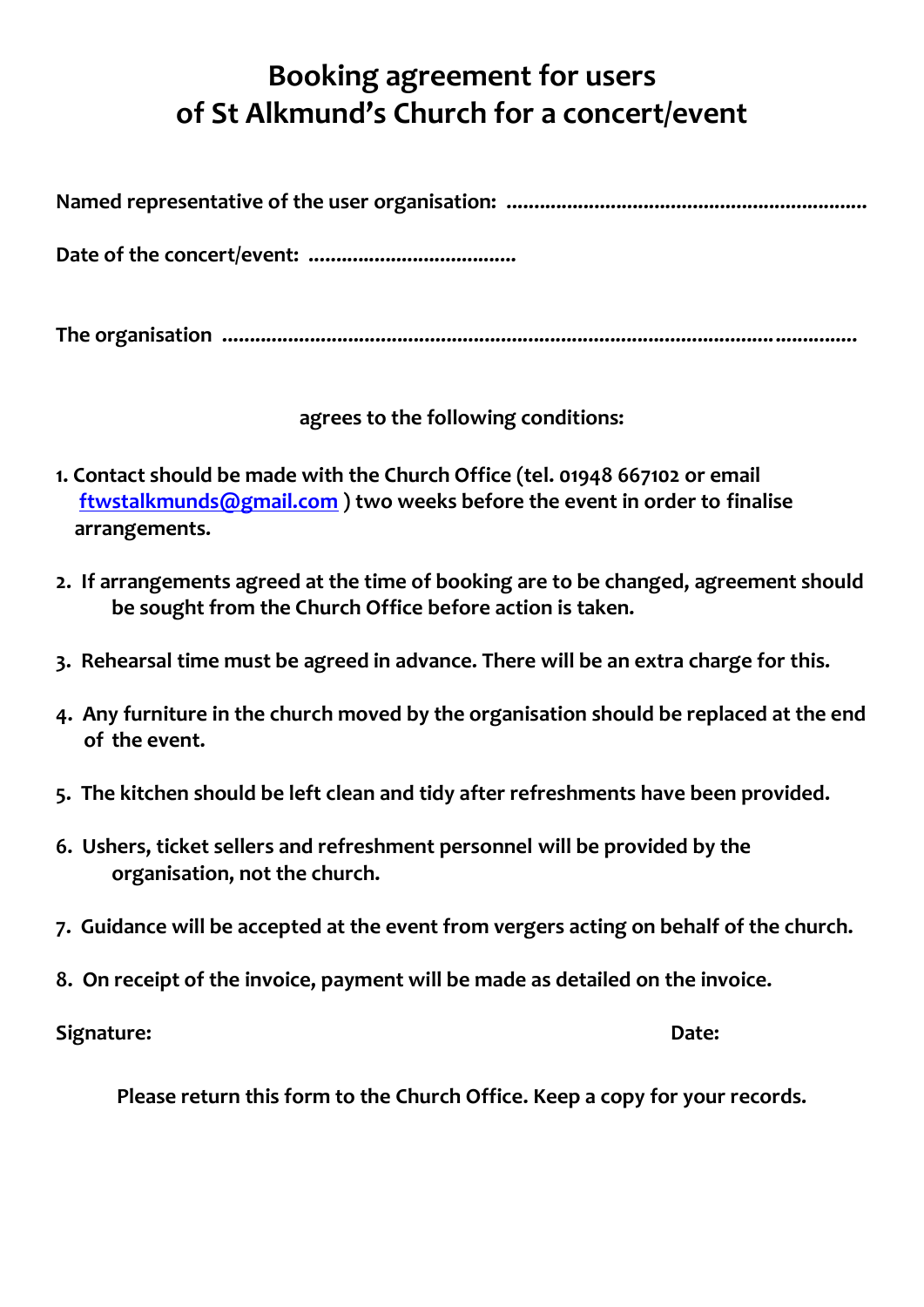# Booking agreement for users of St Alkmund's Church for a concert/event

**Named representative of the user organisation: ..................................................................**

**Date of the concert/event: .....................................**

**The organisation ......................................................................................................................**

**agrees to the following conditions:**

1. **Contact should be made with the Church Office (tel. 01948 667102 or email [ftwstalkmunds@gmail.com](mailto:ftwstalkmunds@gmail.com) ) two weeks before the event in order to finalise arrangements.**
2. **If arrangements agreed at the time of booking are to be changed, agreement should be sought from the Church Office before action is taken.**
3. **Rehearsal time must be agreed in advance. There will be an extra charge for this.**
4. **Any furniture in the church moved by the organisation should be replaced at the end of the event.**
5. **The kitchen should be left clean and tidy after refreshments have been provided.**
6. **Ushers, ticket sellers and refreshment personnel will be provided by the organisation, not the church.**
7. **Guidance will be accepted at the event from vergers acting on behalf of the church.**
8. **On receipt of the invoice, payment will be made as detailed on the invoice.**

**Signature:** **Date:**

**Please return this form to the Church Office. Keep a copy for your records.**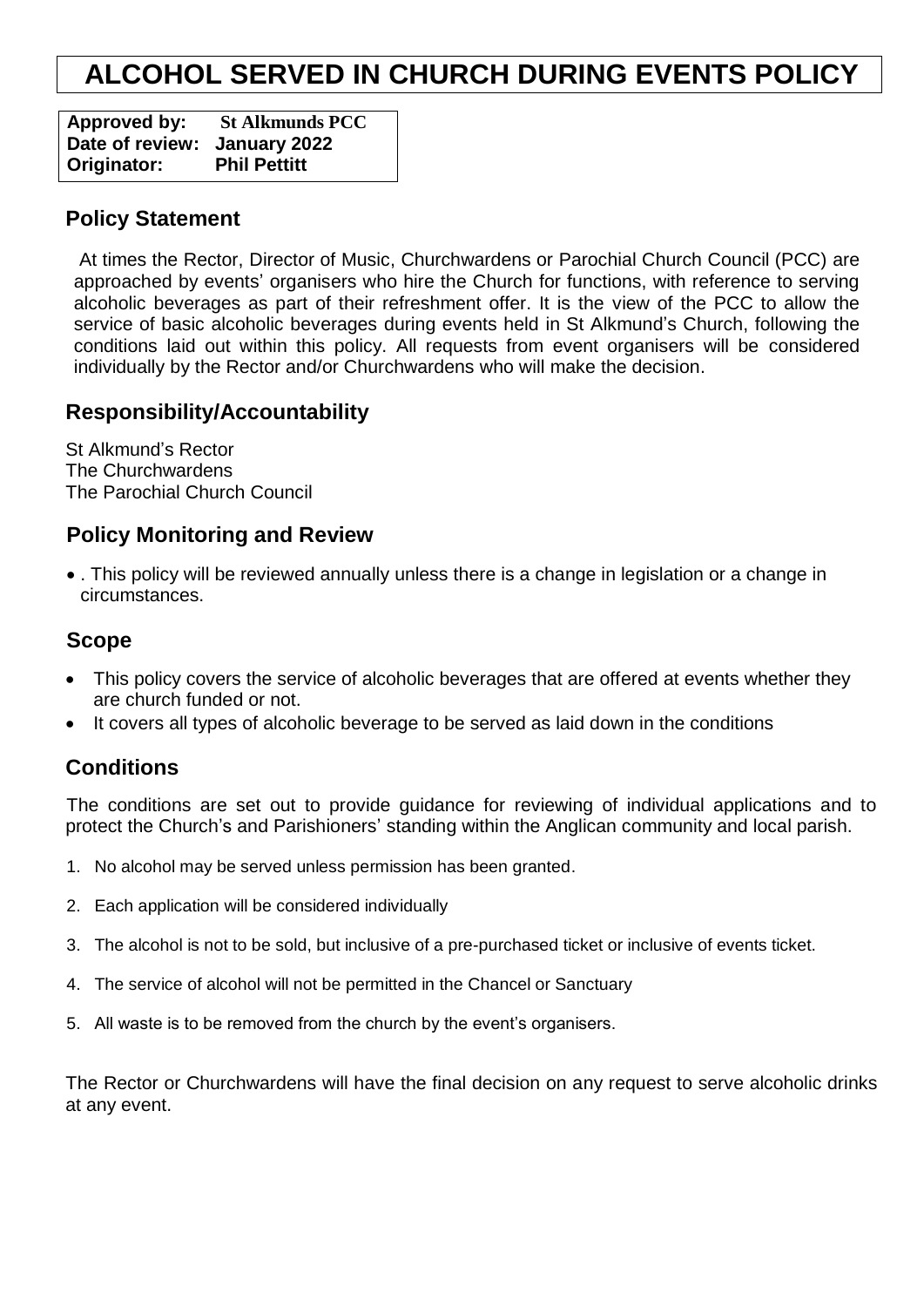# ALCOHOL SERVED IN CHURCH DURING EVENTS POLICY

**Approved by:** St Alkmunds PCC
**Date of review:** January 2022
**Originator:** Phil Pettitt

## Policy Statement

At times the Rector, Director of Music, Churchwardens or Parochial Church Council (PCC) are approached by events' organisers who hire the Church for functions, with reference to serving alcoholic beverages as part of their refreshment offer. It is the view of the PCC to allow the service of basic alcoholic beverages during events held in St Alkmund's Church, following the conditions laid out within this policy. All requests from event organisers will be considered individually by the Rector and/or Churchwardens who will make the decision.

## Responsibility/Accountability

St Alkmund's Rector
The Churchwardens
The Parochial Church Council

## Policy Monitoring and Review

- . This policy will be reviewed annually unless there is a change in legislation or a change in circumstances.

## Scope

- This policy covers the service of alcoholic beverages that are offered at events whether they are church funded or not.
- It covers all types of alcoholic beverage to be served as laid down in the conditions

## Conditions

The conditions are set out to provide guidance for reviewing of individual applications and to protect the Church's and Parishioners' standing within the Anglican community and local parish.

1. No alcohol may be served unless permission has been granted.
2. Each application will be considered individually
3. The alcohol is not to be sold, but inclusive of a pre-purchased ticket or inclusive of events ticket.
4. The service of alcohol will not be permitted in the Chancel or Sanctuary
5. All waste is to be removed from the church by the event's organisers.

The Rector or Churchwardens will have the final decision on any request to serve alcoholic drinks at any event.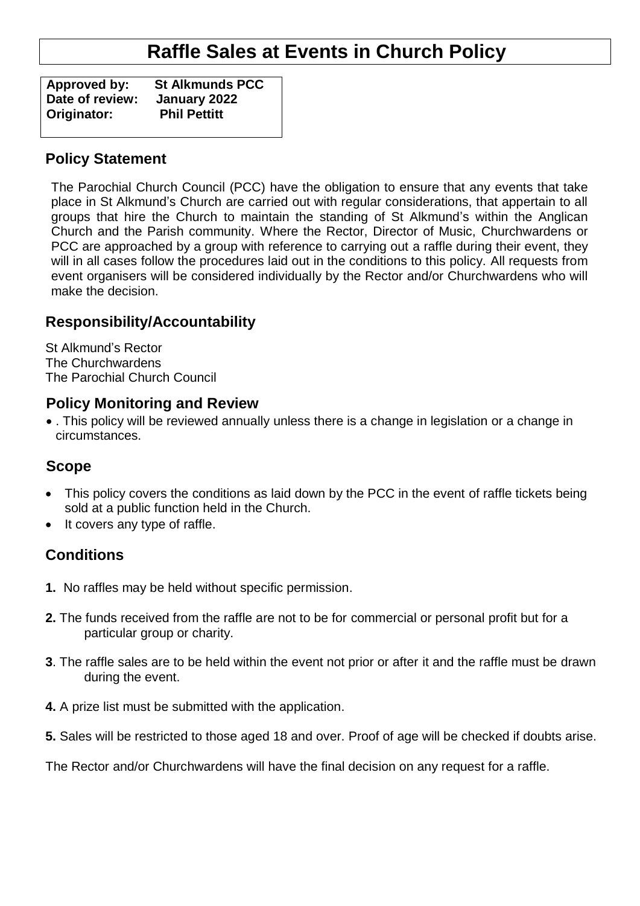# Raffle Sales at Events in Church Policy

**Approved by:** **St Alkmunds PCC**
**Date of review:** **January 2022**
**Originator:** **Phil Pettitt**

## Policy Statement

The Parochial Church Council (PCC) have the obligation to ensure that any events that take place in St Alkmund's Church are carried out with regular considerations, that appertain to all groups that hire the Church to maintain the standing of St Alkmund's within the Anglican Church and the Parish community. Where the Rector, Director of Music, Churchwardens or PCC are approached by a group with reference to carrying out a raffle during their event, they will in all cases follow the procedures laid out in the conditions to this policy. All requests from event organisers will be considered individually by the Rector and/or Churchwardens who will make the decision.

## Responsibility/Accountability

St Alkmund's Rector
The Churchwardens
The Parochial Church Council

## Policy Monitoring and Review

- . This policy will be reviewed annually unless there is a change in legislation or a change in circumstances.

## Scope

- This policy covers the conditions as laid down by the PCC in the event of raffle tickets being sold at a public function held in the Church.
- It covers any type of raffle.

## Conditions

**1.** No raffles may be held without specific permission.

**2.** The funds received from the raffle are not to be for commercial or personal profit but for a particular group or charity.

**3**. The raffle sales are to be held within the event not prior or after it and the raffle must be drawn during the event.

**4.** A prize list must be submitted with the application.

**5.** Sales will be restricted to those aged 18 and over. Proof of age will be checked if doubts arise.

The Rector and/or Churchwardens will have the final decision on any request for a raffle.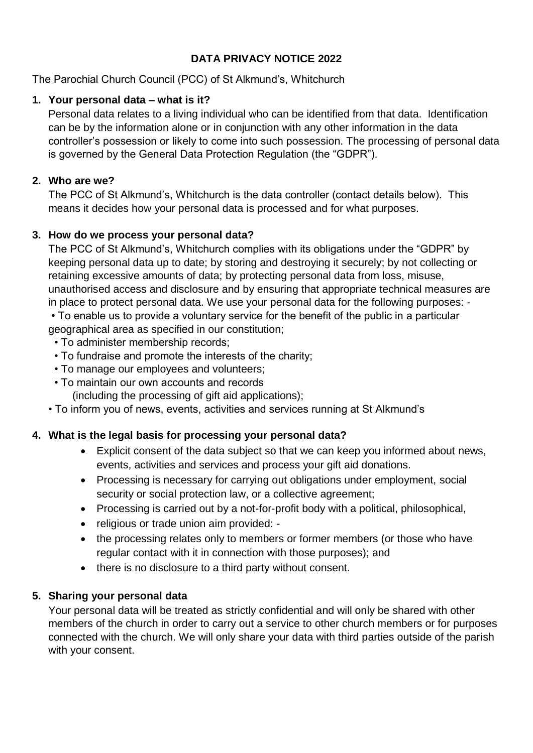**DATA PRIVACY NOTICE 2022**

The Parochial Church Council (PCC) of St Alkmund's, Whitchurch

**1. Your personal data – what is it?**

Personal data relates to a living individual who can be identified from that data. Identification can be by the information alone or in conjunction with any other information in the data controller's possession or likely to come into such possession. The processing of personal data is governed by the General Data Protection Regulation (the "GDPR").

**2. Who are we?**

The PCC of St Alkmund's, Whitchurch is the data controller (contact details below). This means it decides how your personal data is processed and for what purposes.

**3. How do we process your personal data?**

The PCC of St Alkmund's, Whitchurch complies with its obligations under the "GDPR" by keeping personal data up to date; by storing and destroying it securely; by not collecting or retaining excessive amounts of data; by protecting personal data from loss, misuse, unauthorised access and disclosure and by ensuring that appropriate technical measures are in place to protect personal data. We use your personal data for the following purposes: -

- To enable us to provide a voluntary service for the benefit of the public in a particular geographical area as specified in our constitution;
- To administer membership records;
- To fundraise and promote the interests of the charity;
- To manage our employees and volunteers;
- To maintain our own accounts and records (including the processing of gift aid applications);
- To inform you of news, events, activities and services running at St Alkmund's

**4. What is the legal basis for processing your personal data?**

- Explicit consent of the data subject so that we can keep you informed about news, events, activities and services and process your gift aid donations.
- Processing is necessary for carrying out obligations under employment, social security or social protection law, or a collective agreement;
- Processing is carried out by a not-for-profit body with a political, philosophical,
- religious or trade union aim provided: -
- the processing relates only to members or former members (or those who have regular contact with it in connection with those purposes); and
- there is no disclosure to a third party without consent.

**5. Sharing your personal data**

Your personal data will be treated as strictly confidential and will only be shared with other members of the church in order to carry out a service to other church members or for purposes connected with the church. We will only share your data with third parties outside of the parish with your consent.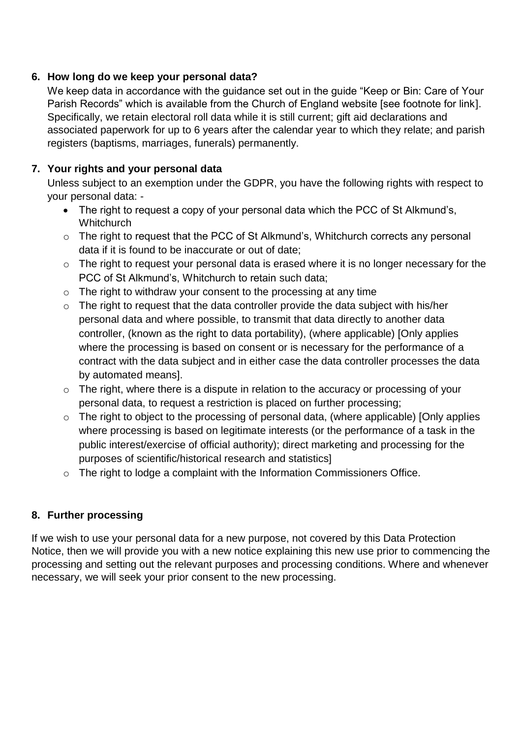## 6. How long do we keep your personal data?

We keep data in accordance with the guidance set out in the guide "Keep or Bin: Care of Your Parish Records" which is available from the Church of England website [see footnote for link]. Specifically, we retain electoral roll data while it is still current; gift aid declarations and associated paperwork for up to 6 years after the calendar year to which they relate; and parish registers (baptisms, marriages, funerals) permanently.

## 7. Your rights and your personal data

Unless subject to an exemption under the GDPR, you have the following rights with respect to your personal data: -

- The right to request a copy of your personal data which the PCC of St Alkmund's, Whitchurch
  - The right to request that the PCC of St Alkmund's, Whitchurch corrects any personal data if it is found to be inaccurate or out of date;
  - The right to request your personal data is erased where it is no longer necessary for the PCC of St Alkmund's, Whitchurch to retain such data;
  - The right to withdraw your consent to the processing at any time
  - The right to request that the data controller provide the data subject with his/her personal data and where possible, to transmit that data directly to another data controller, (known as the right to data portability), (where applicable) [Only applies where the processing is based on consent or is necessary for the performance of a contract with the data subject and in either case the data controller processes the data by automated means].
  - The right, where there is a dispute in relation to the accuracy or processing of your personal data, to request a restriction is placed on further processing;
  - The right to object to the processing of personal data, (where applicable) [Only applies where processing is based on legitimate interests (or the performance of a task in the public interest/exercise of official authority); direct marketing and processing for the purposes of scientific/historical research and statistics]
  - The right to lodge a complaint with the Information Commissioners Office.

## 8. Further processing

If we wish to use your personal data for a new purpose, not covered by this Data Protection Notice, then we will provide you with a new notice explaining this new use prior to commencing the processing and setting out the relevant purposes and processing conditions. Where and whenever necessary, we will seek your prior consent to the new processing.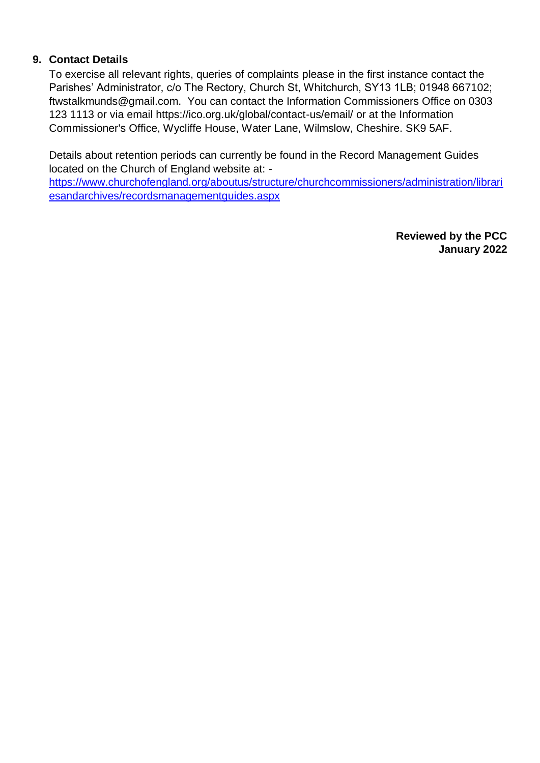## 9. Contact Details

To exercise all relevant rights, queries of complaints please in the first instance contact the Parishes' Administrator, c/o The Rectory, Church St, Whitchurch, SY13 1LB; 01948 667102; ftwstalkmunds@gmail.com. You can contact the Information Commissioners Office on 0303 123 1113 or via email https://ico.org.uk/global/contact-us/email/ or at the Information Commissioner's Office, Wycliffe House, Water Lane, Wilmslow, Cheshire. SK9 5AF.

Details about retention periods can currently be found in the Record Management Guides located on the Church of England website at: - [https://www.churchofengland.org/aboutus/structure/churchcommissioners/administration/librariesandarchives/recordsmanagementguides.aspx](https://www.churchofengland.org/aboutus/structure/churchcommissioners/administration/librariesandarchives/recordsmanagementguides.aspx)

**Reviewed by the PCC**
**January 2022**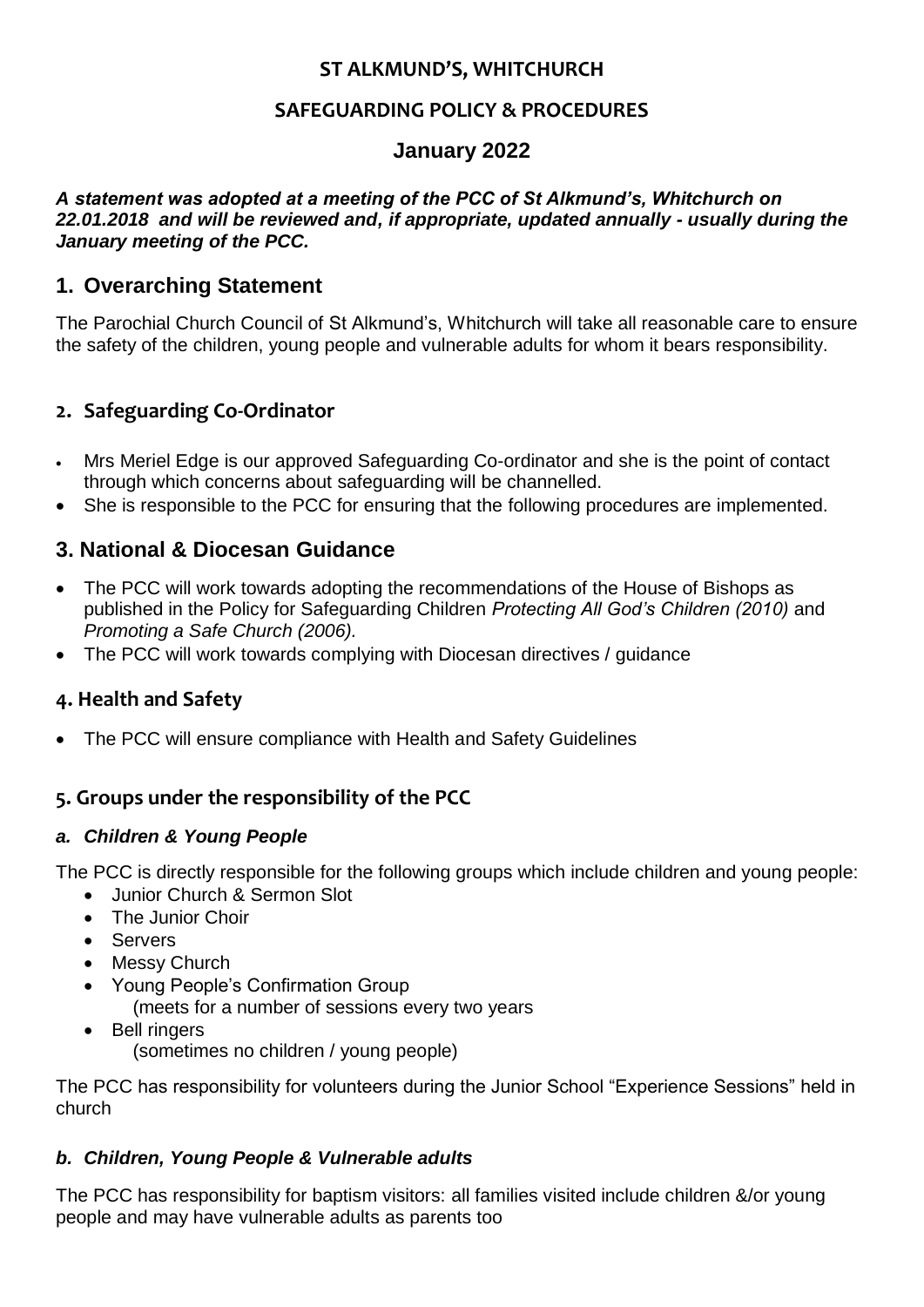# ST ALKMUND'S, WHITCHURCH

## SAFEGUARDING POLICY & PROCEDURES

## January 2022

***A statement was adopted at a meeting of the PCC of St Alkmund's, Whitchurch on 22.01.2018 and will be reviewed and, if appropriate, updated annually - usually during the January meeting of the PCC.***

## 1. Overarching Statement

The Parochial Church Council of St Alkmund's, Whitchurch will take all reasonable care to ensure the safety of the children, young people and vulnerable adults for whom it bears responsibility.

## 2. Safeguarding Co-Ordinator

- Mrs Meriel Edge is our approved Safeguarding Co-ordinator and she is the point of contact through which concerns about safeguarding will be channelled.
- She is responsible to the PCC for ensuring that the following procedures are implemented.

## 3. National & Diocesan Guidance

- The PCC will work towards adopting the recommendations of the House of Bishops as published in the Policy for Safeguarding Children *Protecting All God's Children (2010)* and *Promoting a Safe Church (2006).*
- The PCC will work towards complying with Diocesan directives / guidance

## 4. Health and Safety

- The PCC will ensure compliance with Health and Safety Guidelines

## 5. Groups under the responsibility of the PCC

### *a. Children & Young People*

The PCC is directly responsible for the following groups which include children and young people:

- Junior Church & Sermon Slot
- The Junior Choir
- Servers
- Messy Church
- Young People's Confirmation Group
  (meets for a number of sessions every two years
- Bell ringers
  (sometimes no children / young people)

The PCC has responsibility for volunteers during the Junior School "Experience Sessions" held in church

### *b. Children, Young People & Vulnerable adults*

The PCC has responsibility for baptism visitors: all families visited include children &/or young people and may have vulnerable adults as parents too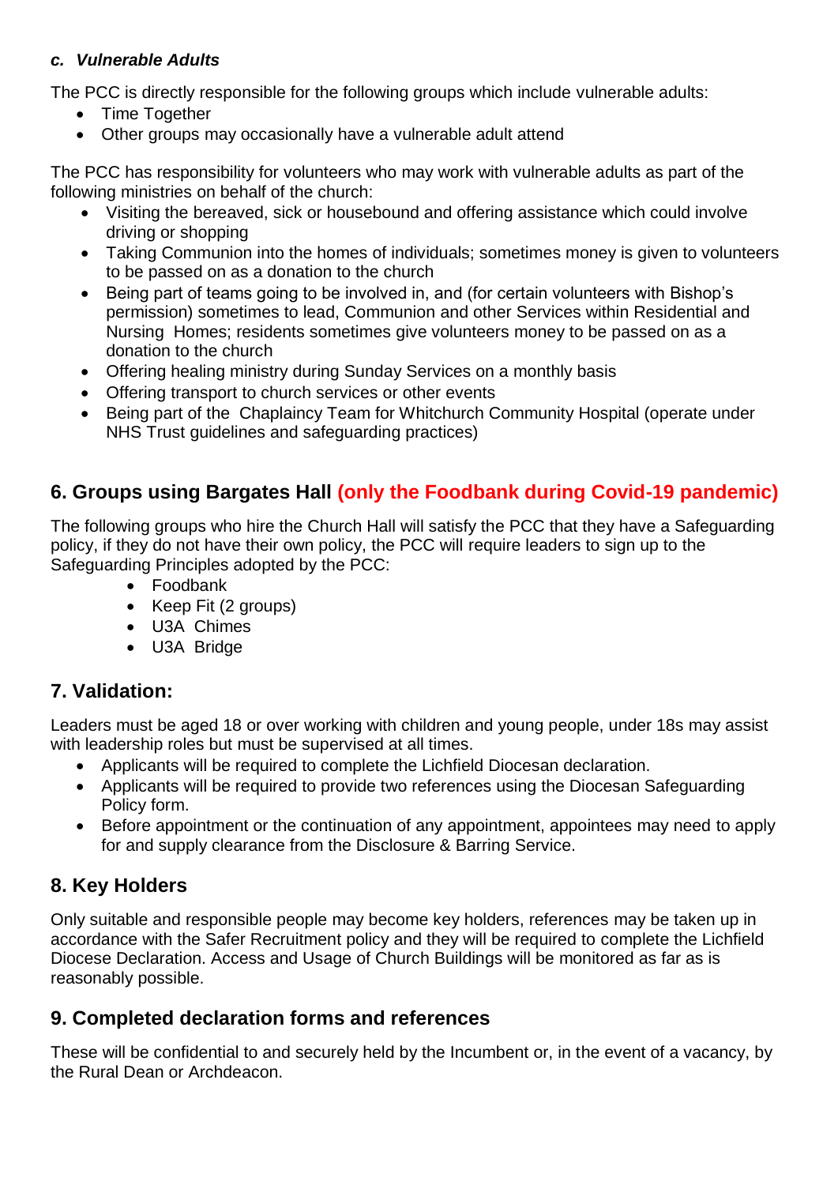### *c. Vulnerable Adults*

The PCC is directly responsible for the following groups which include vulnerable adults:

- Time Together
- Other groups may occasionally have a vulnerable adult attend

The PCC has responsibility for volunteers who may work with vulnerable adults as part of the following ministries on behalf of the church:

- Visiting the bereaved, sick or housebound and offering assistance which could involve driving or shopping
- Taking Communion into the homes of individuals; sometimes money is given to volunteers to be passed on as a donation to the church
- Being part of teams going to be involved in, and (for certain volunteers with Bishop's permission) sometimes to lead, Communion and other Services within Residential and Nursing Homes; residents sometimes give volunteers money to be passed on as a donation to the church
- Offering healing ministry during Sunday Services on a monthly basis
- Offering transport to church services or other events
- Being part of the Chaplaincy Team for Whitchurch Community Hospital (operate under NHS Trust guidelines and safeguarding practices)

## 6. Groups using Bargates Hall (only the Foodbank during Covid-19 pandemic)

The following groups who hire the Church Hall will satisfy the PCC that they have a Safeguarding policy, if they do not have their own policy, the PCC will require leaders to sign up to the Safeguarding Principles adopted by the PCC:

- Foodbank
- Keep Fit (2 groups)
- U3A Chimes
- U3A Bridge

## 7. Validation:

Leaders must be aged 18 or over working with children and young people, under 18s may assist with leadership roles but must be supervised at all times.

- Applicants will be required to complete the Lichfield Diocesan declaration.
- Applicants will be required to provide two references using the Diocesan Safeguarding Policy form.
- Before appointment or the continuation of any appointment, appointees may need to apply for and supply clearance from the Disclosure & Barring Service.

## 8. Key Holders

Only suitable and responsible people may become key holders, references may be taken up in accordance with the Safer Recruitment policy and they will be required to complete the Lichfield Diocese Declaration. Access and Usage of Church Buildings will be monitored as far as is reasonably possible.

## 9. Completed declaration forms and references

These will be confidential to and securely held by the Incumbent or, in the event of a vacancy, by the Rural Dean or Archdeacon.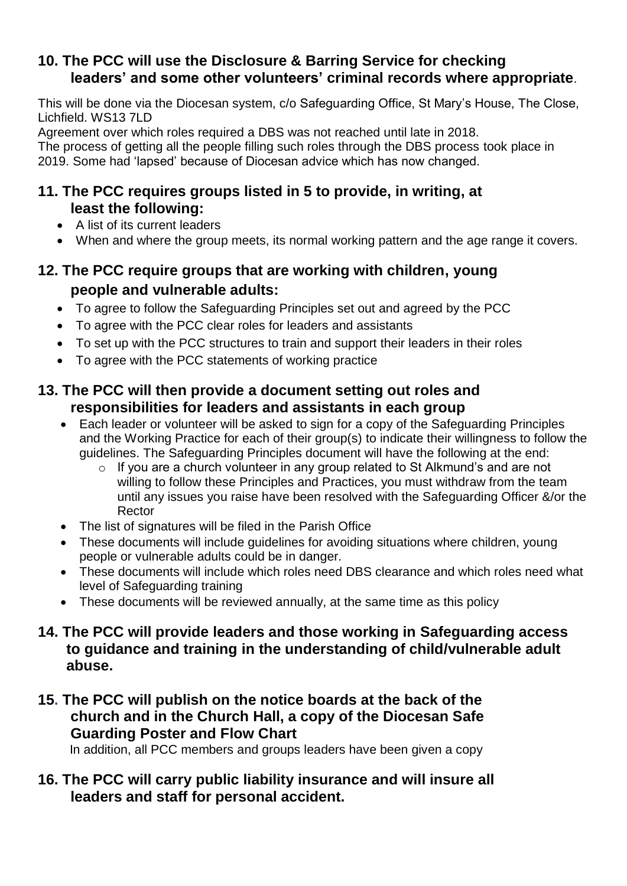## 10. The PCC will use the Disclosure & Barring Service for checking leaders' and some other volunteers' criminal records where appropriate.

This will be done via the Diocesan system, c/o Safeguarding Office, St Mary's House, The Close, Lichfield. WS13 7LD

Agreement over which roles required a DBS was not reached until late in 2018.

The process of getting all the people filling such roles through the DBS process took place in 2019. Some had 'lapsed' because of Diocesan advice which has now changed.

## 11. The PCC requires groups listed in 5 to provide, in writing, at least the following:

- A list of its current leaders
- When and where the group meets, its normal working pattern and the age range it covers.

## 12. The PCC require groups that are working with children, young people and vulnerable adults:

- To agree to follow the Safeguarding Principles set out and agreed by the PCC
- To agree with the PCC clear roles for leaders and assistants
- To set up with the PCC structures to train and support their leaders in their roles
- To agree with the PCC statements of working practice

## 13. The PCC will then provide a document setting out roles and responsibilities for leaders and assistants in each group

- Each leader or volunteer will be asked to sign for a copy of the Safeguarding Principles and the Working Practice for each of their group(s) to indicate their willingness to follow the guidelines. The Safeguarding Principles document will have the following at the end:
  - If you are a church volunteer in any group related to St Alkmund's and are not willing to follow these Principles and Practices, you must withdraw from the team until any issues you raise have been resolved with the Safeguarding Officer &/or the Rector
- The list of signatures will be filed in the Parish Office
- These documents will include guidelines for avoiding situations where children, young people or vulnerable adults could be in danger.
- These documents will include which roles need DBS clearance and which roles need what level of Safeguarding training
- These documents will be reviewed annually, at the same time as this policy

## 14. The PCC will provide leaders and those working in Safeguarding access to guidance and training in the understanding of child/vulnerable adult abuse.

## 15. The PCC will publish on the notice boards at the back of the church and in the Church Hall, a copy of the Diocesan Safe Guarding Poster and Flow Chart

In addition, all PCC members and groups leaders have been given a copy

## 16. The PCC will carry public liability insurance and will insure all leaders and staff for personal accident.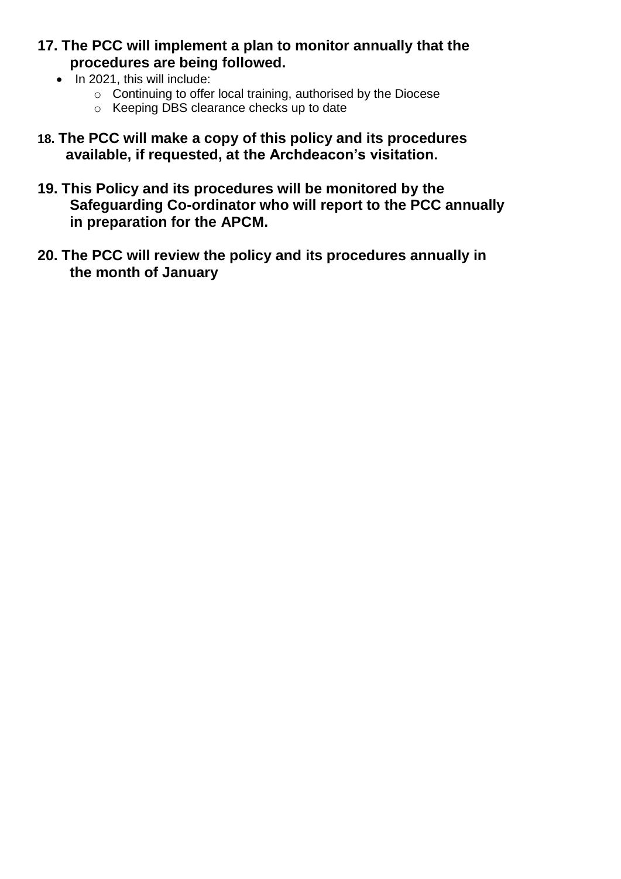**17. The PCC will implement a plan to monitor annually that the procedures are being followed.**

- In 2021, this will include:
  - Continuing to offer local training, authorised by the Diocese
  - Keeping DBS clearance checks up to date

**18. The PCC will make a copy of this policy and its procedures available, if requested, at the Archdeacon's visitation.**

**19. This Policy and its procedures will be monitored by the Safeguarding Co-ordinator who will report to the PCC annually in preparation for the APCM.**

**20. The PCC will review the policy and its procedures annually in the month of January**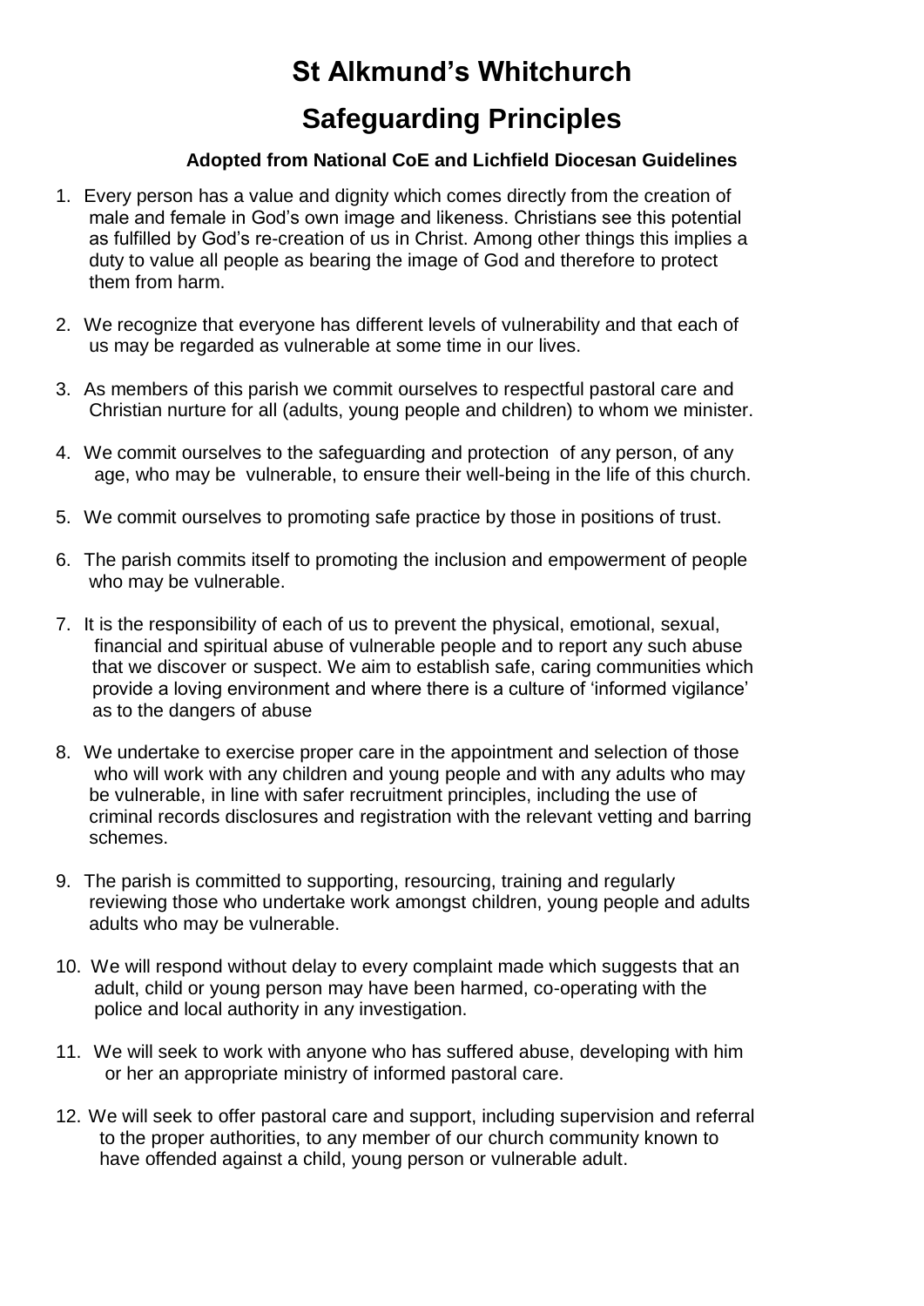# St Alkmund's Whitchurch

## Safeguarding Principles

**Adopted from National CoE and Lichfield Diocesan Guidelines**

1. Every person has a value and dignity which comes directly from the creation of male and female in God's own image and likeness. Christians see this potential as fulfilled by God's re-creation of us in Christ. Among other things this implies a duty to value all people as bearing the image of God and therefore to protect them from harm.
2. We recognize that everyone has different levels of vulnerability and that each of us may be regarded as vulnerable at some time in our lives.
3. As members of this parish we commit ourselves to respectful pastoral care and Christian nurture for all (adults, young people and children) to whom we minister.
4. We commit ourselves to the safeguarding and protection of any person, of any age, who may be vulnerable, to ensure their well-being in the life of this church.
5. We commit ourselves to promoting safe practice by those in positions of trust.
6. The parish commits itself to promoting the inclusion and empowerment of people who may be vulnerable.
7. It is the responsibility of each of us to prevent the physical, emotional, sexual, financial and spiritual abuse of vulnerable people and to report any such abuse that we discover or suspect. We aim to establish safe, caring communities which provide a loving environment and where there is a culture of 'informed vigilance' as to the dangers of abuse
8. We undertake to exercise proper care in the appointment and selection of those who will work with any children and young people and with any adults who may be vulnerable, in line with safer recruitment principles, including the use of criminal records disclosures and registration with the relevant vetting and barring schemes.
9. The parish is committed to supporting, resourcing, training and regularly reviewing those who undertake work amongst children, young people and adults adults who may be vulnerable.
10. We will respond without delay to every complaint made which suggests that an adult, child or young person may have been harmed, co-operating with the police and local authority in any investigation.
11. We will seek to work with anyone who has suffered abuse, developing with him or her an appropriate ministry of informed pastoral care.
12. We will seek to offer pastoral care and support, including supervision and referral to the proper authorities, to any member of our church community known to have offended against a child, young person or vulnerable adult.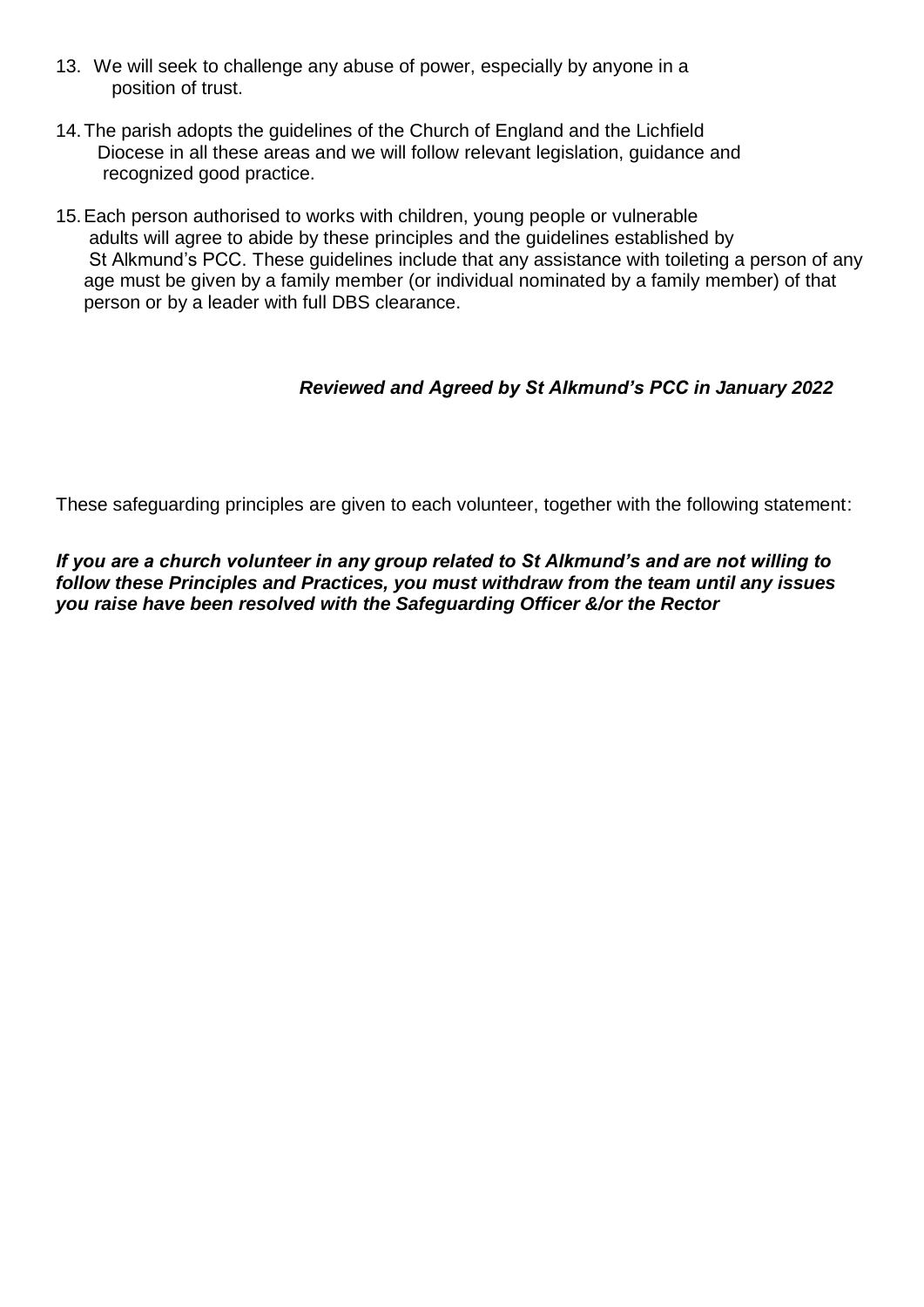13. We will seek to challenge any abuse of power, especially by anyone in a position of trust.

14. The parish adopts the guidelines of the Church of England and the Lichfield Diocese in all these areas and we will follow relevant legislation, guidance and recognized good practice.

15. Each person authorised to works with children, young people or vulnerable adults will agree to abide by these principles and the guidelines established by St Alkmund's PCC. These guidelines include that any assistance with toileting a person of any age must be given by a family member (or individual nominated by a family member) of that person or by a leader with full DBS clearance.

***Reviewed and Agreed by St Alkmund's PCC in January 2022***

These safeguarding principles are given to each volunteer, together with the following statement:

***If you are a church volunteer in any group related to St Alkmund's and are not willing to follow these Principles and Practices, you must withdraw from the team until any issues you raise have been resolved with the Safeguarding Officer &/or the Rector***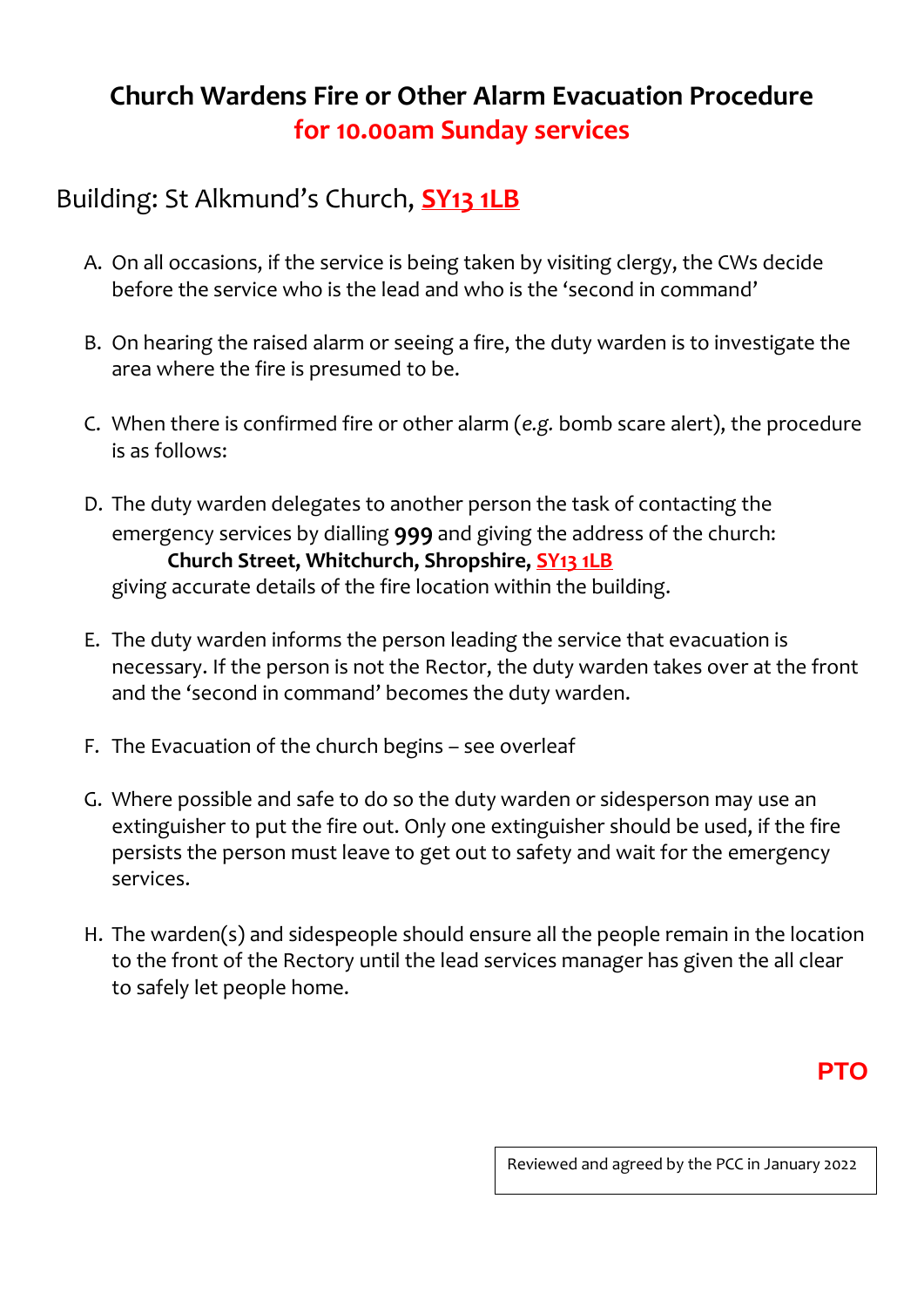# Church Wardens Fire or Other Alarm Evacuation Procedure
## for 10.00am Sunday services

## Building: St Alkmund's Church, **SY13 1LB**

A. On all occasions, if the service is being taken by visiting clergy, the CWs decide before the service who is the lead and who is the 'second in command'

B. On hearing the raised alarm or seeing a fire, the duty warden is to investigate the area where the fire is presumed to be.

C. When there is confirmed fire or other alarm (*e.g.* bomb scare alert), the procedure is as follows:

D. The duty warden delegates to another person the task of contacting the emergency services by dialling **999** and giving the address of the church:
   **Church Street, Whitchurch, Shropshire, SY13 1LB**
   giving accurate details of the fire location within the building.

E. The duty warden informs the person leading the service that evacuation is necessary. If the person is not the Rector, the duty warden takes over at the front and the 'second in command' becomes the duty warden.

F. The Evacuation of the church begins – see overleaf

G. Where possible and safe to do so the duty warden or sidesperson may use an extinguisher to put the fire out. Only one extinguisher should be used, if the fire persists the person must leave to get out to safety and wait for the emergency services.

H. The warden(s) and sidespeople should ensure all the people remain in the location to the front of the Rectory until the lead services manager has given the all clear to safely let people home.

**PTO**

Reviewed and agreed by the PCC in January 2022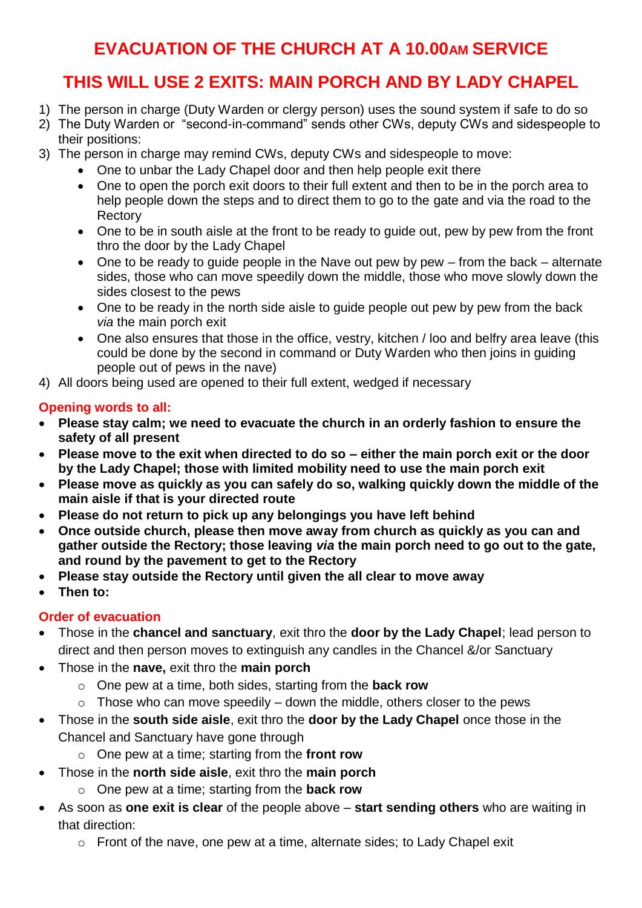# EVACUATION OF THE CHURCH AT A 10.00AM SERVICE

## THIS WILL USE 2 EXITS: MAIN PORCH AND BY LADY CHAPEL

1) The person in charge (Duty Warden or clergy person) uses the sound system if safe to do so
2) The Duty Warden or "second-in-command" sends other CWs, deputy CWs and sidespeople to their positions:
3) The person in charge may remind CWs, deputy CWs and sidespeople to move:
   - One to unbar the Lady Chapel door and then help people exit there
   - One to open the porch exit doors to their full extent and then to be in the porch area to help people down the steps and to direct them to go to the gate and via the road to the Rectory
   - One to be in south aisle at the front to be ready to guide out, pew by pew from the front thro the door by the Lady Chapel
   - One to be ready to guide people in the Nave out pew by pew – from the back – alternate sides, those who can move speedily down the middle, those who move slowly down the sides closest to the pews
   - One to be ready in the north side aisle to guide people out pew by pew from the back *via* the main porch exit
   - One also ensures that those in the office, vestry, kitchen / loo and belfry area leave (this could be done by the second in command or Duty Warden who then joins in guiding people out of pews in the nave)
4) All doors being used are opened to their full extent, wedged if necessary

### Opening words to all:

- **Please stay calm; we need to evacuate the church in an orderly fashion to ensure the safety of all present**
- **Please move to the exit when directed to do so – either the main porch exit or the door by the Lady Chapel; those with limited mobility need to use the main porch exit**
- **Please move as quickly as you can safely do so, walking quickly down the middle of the main aisle if that is your directed route**
- **Please do not return to pick up any belongings you have left behind**
- **Once outside church, please then move away from church as quickly as you can and gather outside the Rectory; those leaving *via* the main porch need to go out to the gate, and round by the pavement to get to the Rectory**
- **Please stay outside the Rectory until given the all clear to move away**
- **Then to:**

### Order of evacuation

- Those in the **chancel and sanctuary**, exit thro the **door by the Lady Chapel**; lead person to direct and then person moves to extinguish any candles in the Chancel &/or Sanctuary
- Those in the **nave,** exit thro the **main porch**
  - One pew at a time, both sides, starting from the **back row**
  - Those who can move speedily – down the middle, others closer to the pews
- Those in the **south side aisle**, exit thro the **door by the Lady Chapel** once those in the Chancel and Sanctuary have gone through
  - One pew at a time; starting from the **front row**
- Those in the **north side aisle**, exit thro the **main porch**
  - One pew at a time; starting from the **back row**
- As soon as **one exit is clear** of the people above – **start sending others** who are waiting in that direction:
  - Front of the nave, one pew at a time, alternate sides; to Lady Chapel exit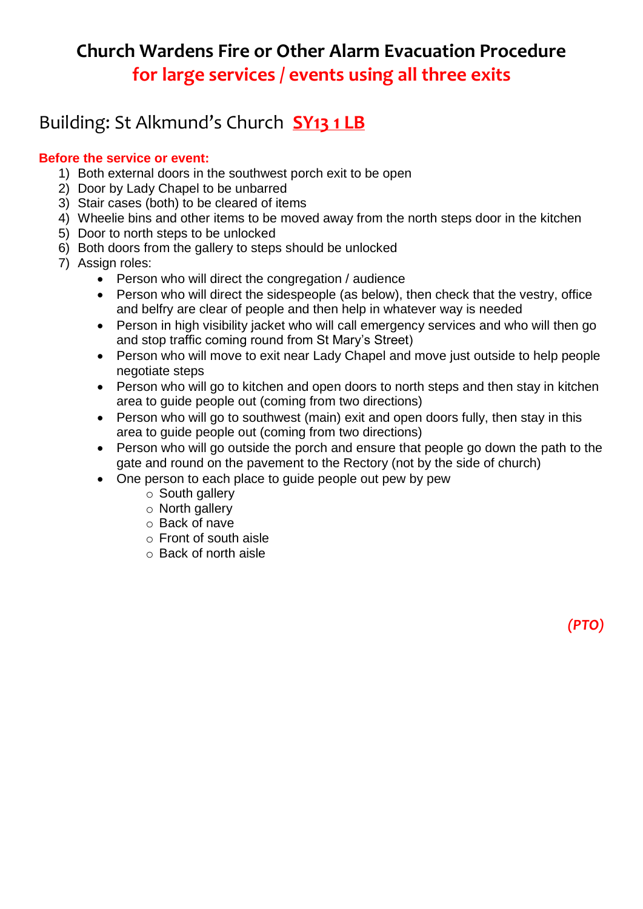# Church Wardens Fire or Other Alarm Evacuation Procedure

## for large services / events using all three exits

## Building: St Alkmund's Church **SY13 1 LB**

**Before the service or event:**

1) Both external doors in the southwest porch exit to be open
2) Door by Lady Chapel to be unbarred
3) Stair cases (both) to be cleared of items
4) Wheelie bins and other items to be moved away from the north steps door in the kitchen
5) Door to north steps to be unlocked
6) Both doors from the gallery to steps should be unlocked
7) Assign roles:
    - Person who will direct the congregation / audience
    - Person who will direct the sidespeople (as below), then check that the vestry, office and belfry are clear of people and then help in whatever way is needed
    - Person in high visibility jacket who will call emergency services and who will then go and stop traffic coming round from St Mary's Street)
    - Person who will move to exit near Lady Chapel and move just outside to help people negotiate steps
    - Person who will go to kitchen and open doors to north steps and then stay in kitchen area to guide people out (coming from two directions)
    - Person who will go to southwest (main) exit and open doors fully, then stay in this area to guide people out (coming from two directions)
    - Person who will go outside the porch and ensure that people go down the path to the gate and round on the pavement to the Rectory (not by the side of church)
    - One person to each place to guide people out pew by pew
        - South gallery
        - North gallery
        - Back of nave
        - Front of south aisle
        - Back of north aisle

***(PTO)***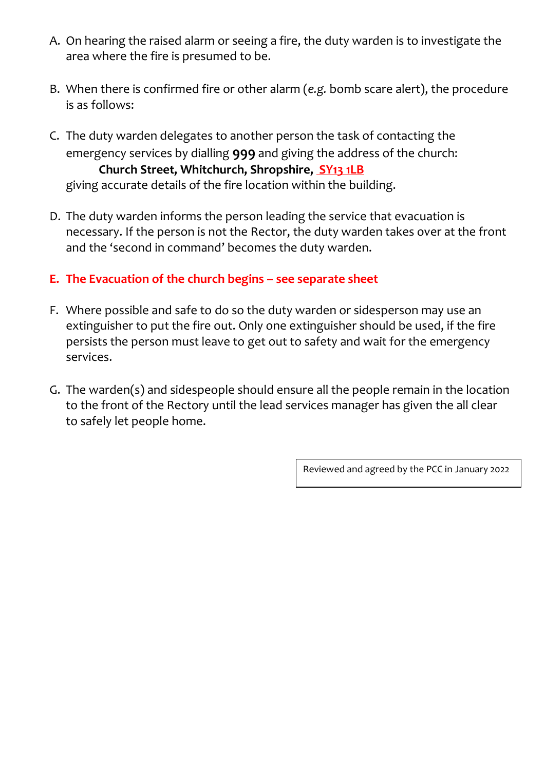A. On hearing the raised alarm or seeing a fire, the duty warden is to investigate the area where the fire is presumed to be.

B. When there is confirmed fire or other alarm (*e.g.* bomb scare alert), the procedure is as follows:

C. The duty warden delegates to another person the task of contacting the emergency services by dialling **999** and giving the address of the church:

   **Church Street, Whitchurch, Shropshire, SY13 1LB**

   giving accurate details of the fire location within the building.

D. The duty warden informs the person leading the service that evacuation is necessary. If the person is not the Rector, the duty warden takes over at the front and the 'second in command' becomes the duty warden.

**E. The Evacuation of the church begins – see separate sheet**

F. Where possible and safe to do so the duty warden or sidesperson may use an extinguisher to put the fire out. Only one extinguisher should be used, if the fire persists the person must leave to get out to safety and wait for the emergency services.

G. The warden(s) and sidespeople should ensure all the people remain in the location to the front of the Rectory until the lead services manager has given the all clear to safely let people home.

Reviewed and agreed by the PCC in January 2022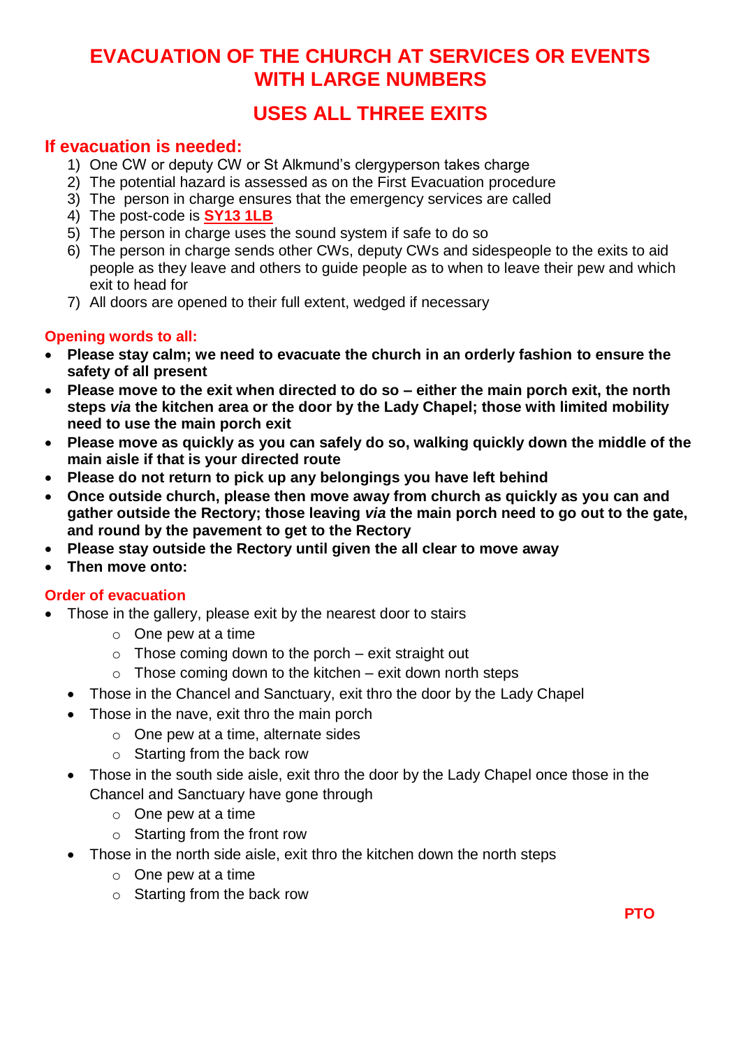# EVACUATION OF THE CHURCH AT SERVICES OR EVENTS WITH LARGE NUMBERS

## USES ALL THREE EXITS

### If evacuation is needed:

1) One CW or deputy CW or St Alkmund's clergyperson takes charge
2) The potential hazard is assessed as on the First Evacuation procedure
3) The person in charge ensures that the emergency services are called
4) The post-code is **SY13 1LB**
5) The person in charge uses the sound system if safe to do so
6) The person in charge sends other CWs, deputy CWs and sidespeople to the exits to aid people as they leave and others to guide people as to when to leave their pew and which exit to head for
7) All doors are opened to their full extent, wedged if necessary

**Opening words to all:**

- **Please stay calm; we need to evacuate the church in an orderly fashion to ensure the safety of all present**
- **Please move to the exit when directed to do so – either the main porch exit, the north steps *via* the kitchen area or the door by the Lady Chapel; those with limited mobility need to use the main porch exit**
- **Please move as quickly as you can safely do so, walking quickly down the middle of the main aisle if that is your directed route**
- **Please do not return to pick up any belongings you have left behind**
- **Once outside church, please then move away from church as quickly as you can and gather outside the Rectory; those leaving *via* the main porch need to go out to the gate, and round by the pavement to get to the Rectory**
- **Please stay outside the Rectory until given the all clear to move away**
- **Then move onto:**

**Order of evacuation**

- Those in the gallery, please exit by the nearest door to stairs
  - One pew at a time
  - Those coming down to the porch – exit straight out
  - Those coming down to the kitchen – exit down north steps
- Those in the Chancel and Sanctuary, exit thro the door by the Lady Chapel
- Those in the nave, exit thro the main porch
  - One pew at a time, alternate sides
  - Starting from the back row
- Those in the south side aisle, exit thro the door by the Lady Chapel once those in the Chancel and Sanctuary have gone through
  - One pew at a time
  - Starting from the front row
- Those in the north side aisle, exit thro the kitchen down the north steps
  - One pew at a time
  - Starting from the back row

**PTO**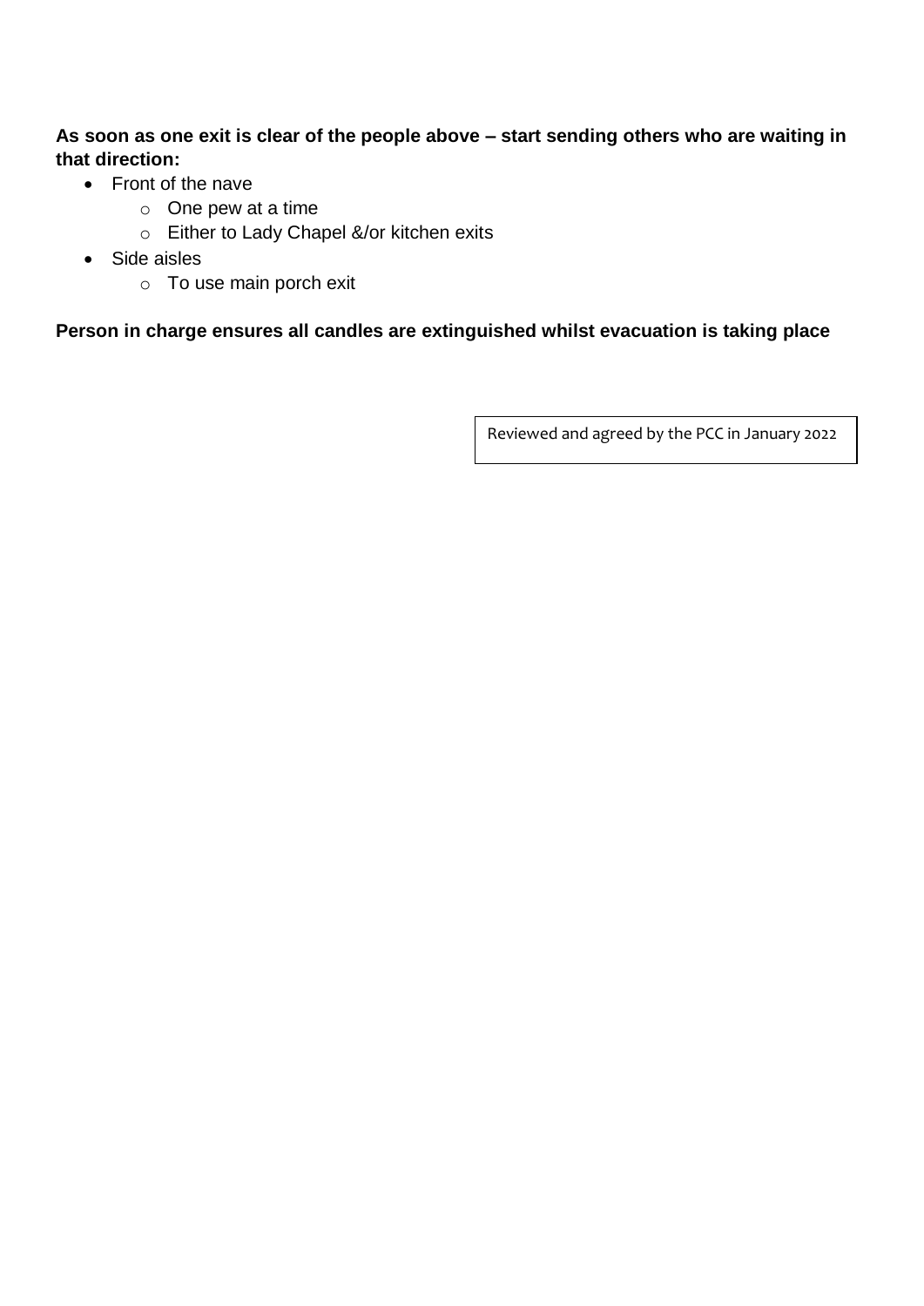**As soon as one exit is clear of the people above – start sending others who are waiting in that direction:**

- Front of the nave
    - One pew at a time
    - Either to Lady Chapel &/or kitchen exits
- Side aisles
    - To use main porch exit

**Person in charge ensures all candles are extinguished whilst evacuation is taking place**

Reviewed and agreed by the PCC in January 2022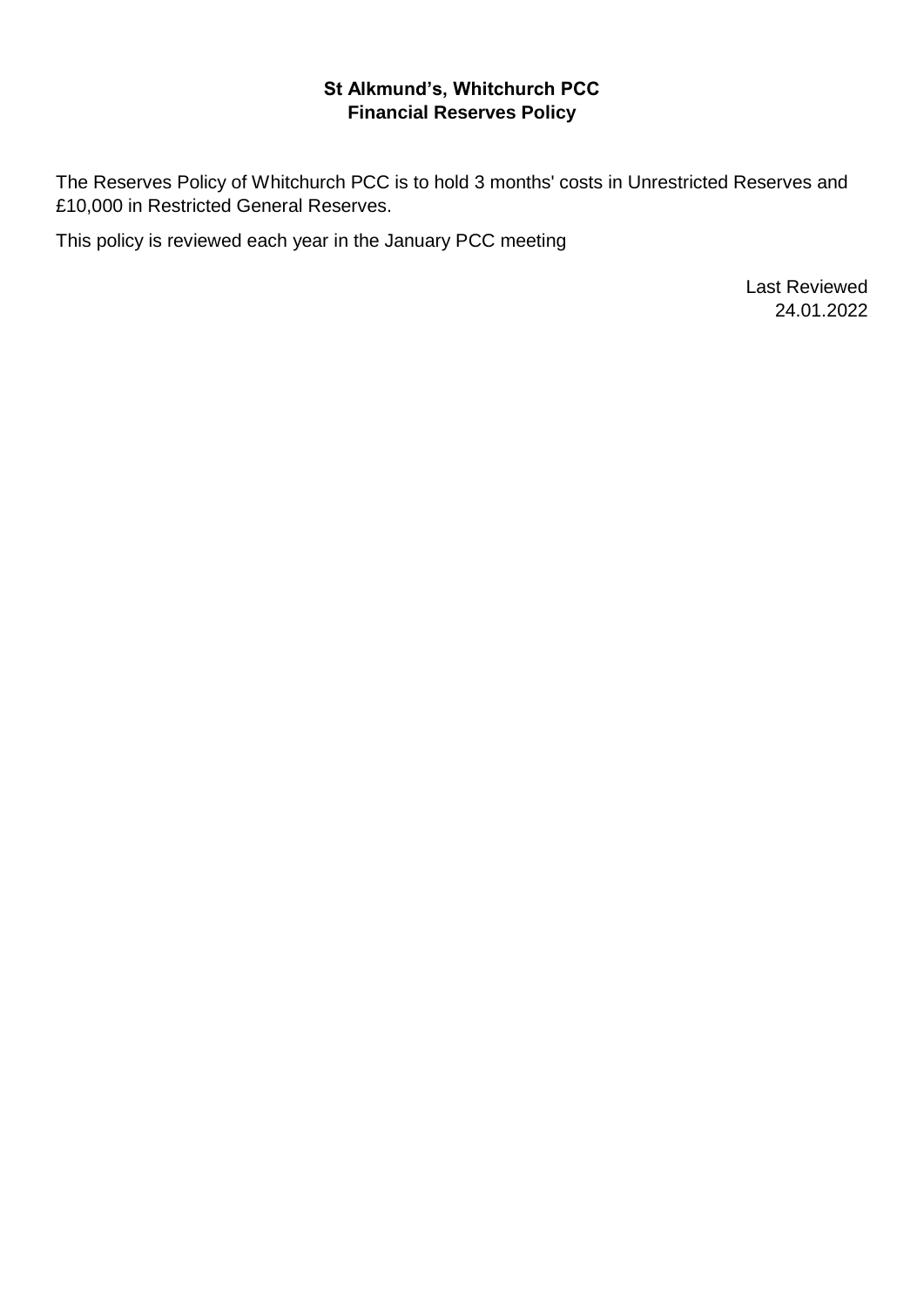**St Alkmund's, Whitchurch PCC**
**Financial Reserves Policy**

The Reserves Policy of Whitchurch PCC is to hold 3 months' costs in Unrestricted Reserves and £10,000 in Restricted General Reserves.

This policy is reviewed each year in the January PCC meeting

Last Reviewed
24.01.2022